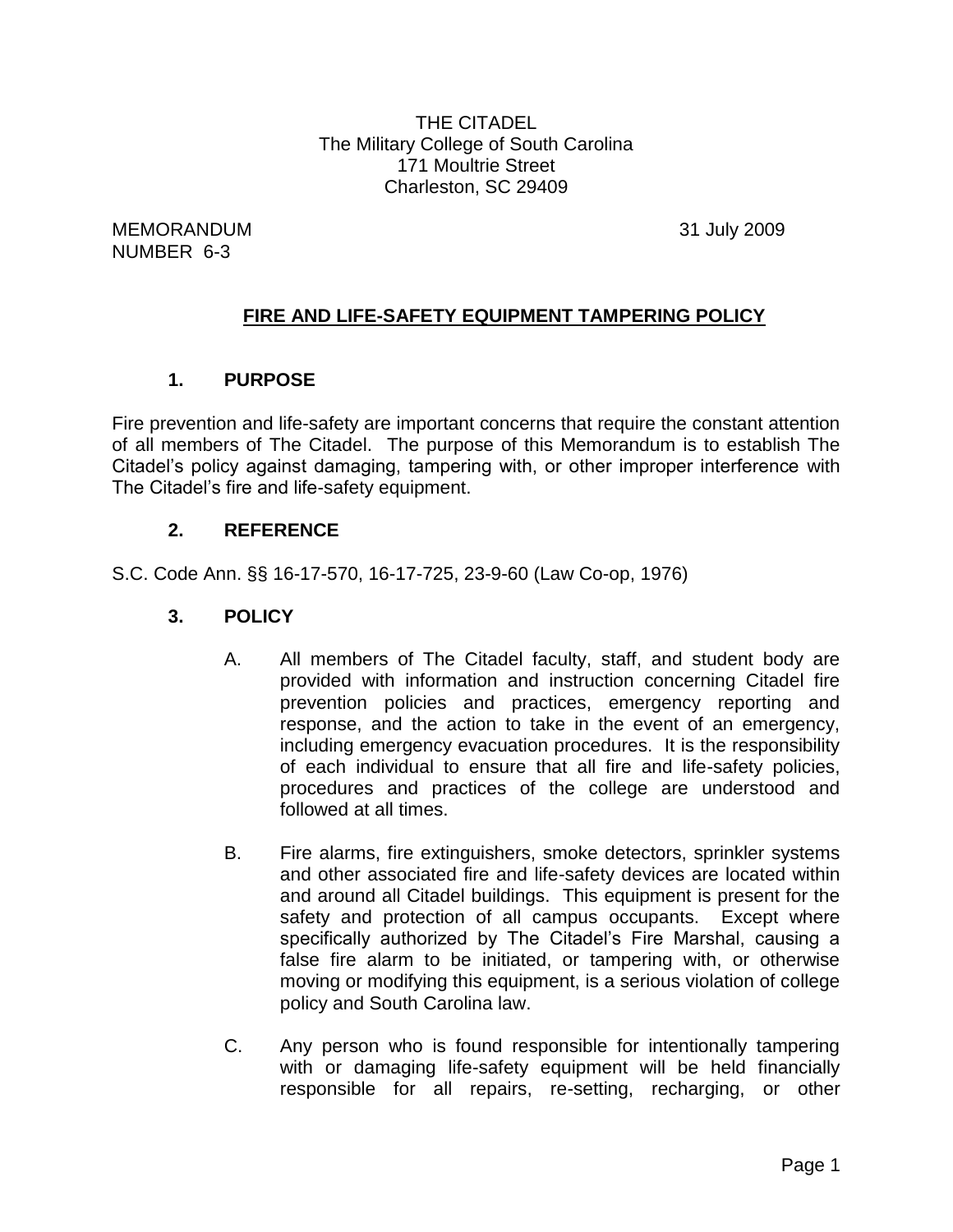THE CITADEL
The Military College of South Carolina
171 Moultrie Street
Charleston, SC 29409

MEMORANDUM
NUMBER 6-3

31 July 2009

## FIRE AND LIFE-SAFETY EQUIPMENT TAMPERING POLICY

### 1. PURPOSE

Fire prevention and life-safety are important concerns that require the constant attention of all members of The Citadel. The purpose of this Memorandum is to establish The Citadel's policy against damaging, tampering with, or other improper interference with The Citadel's fire and life-safety equipment.

### 2. REFERENCE

S.C. Code Ann. §§ 16-17-570, 16-17-725, 23-9-60 (Law Co-op, 1976)

### 3. POLICY

A. All members of The Citadel faculty, staff, and student body are provided with information and instruction concerning Citadel fire prevention policies and practices, emergency reporting and response, and the action to take in the event of an emergency, including emergency evacuation procedures. It is the responsibility of each individual to ensure that all fire and life-safety policies, procedures and practices of the college are understood and followed at all times.

B. Fire alarms, fire extinguishers, smoke detectors, sprinkler systems and other associated fire and life-safety devices are located within and around all Citadel buildings. This equipment is present for the safety and protection of all campus occupants. Except where specifically authorized by The Citadel's Fire Marshal, causing a false fire alarm to be initiated, or tampering with, or otherwise moving or modifying this equipment, is a serious violation of college policy and South Carolina law.

C. Any person who is found responsible for intentionally tampering with or damaging life-safety equipment will be held financially responsible for all repairs, re-setting, recharging, or other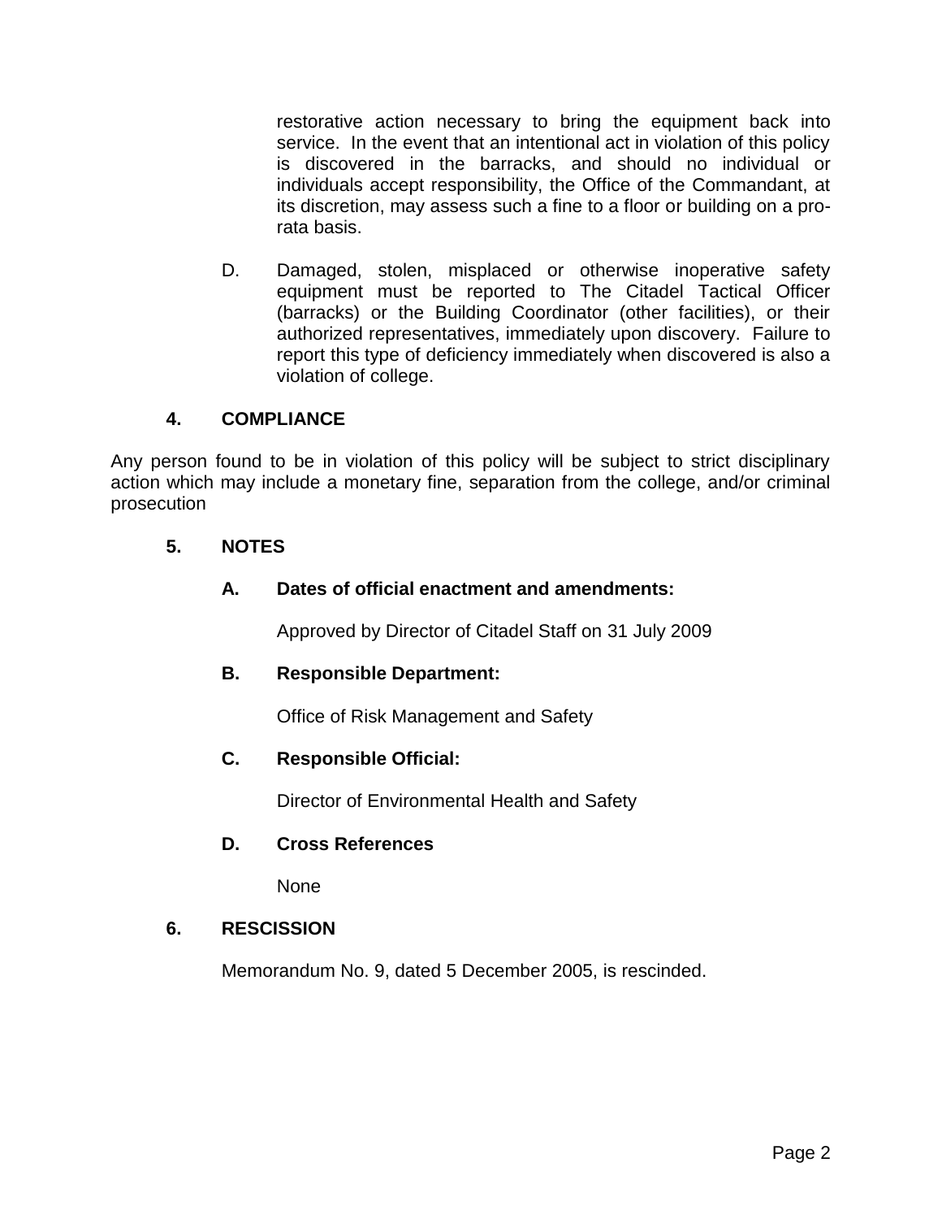restorative action necessary to bring the equipment back into service. In the event that an intentional act in violation of this policy is discovered in the barracks, and should no individual or individuals accept responsibility, the Office of the Commandant, at its discretion, may assess such a fine to a floor or building on a pro-rata basis.

D. Damaged, stolen, misplaced or otherwise inoperative safety equipment must be reported to The Citadel Tactical Officer (barracks) or the Building Coordinator (other facilities), or their authorized representatives, immediately upon discovery. Failure to report this type of deficiency immediately when discovered is also a violation of college.

## 4. COMPLIANCE

Any person found to be in violation of this policy will be subject to strict disciplinary action which may include a monetary fine, separation from the college, and/or criminal prosecution

## 5. NOTES

### A. Dates of official enactment and amendments:

Approved by Director of Citadel Staff on 31 July 2009

### B. Responsible Department:

Office of Risk Management and Safety

### C. Responsible Official:

Director of Environmental Health and Safety

### D. Cross References

None

## 6. RESCISSION

Memorandum No. 9, dated 5 December 2005, is rescinded.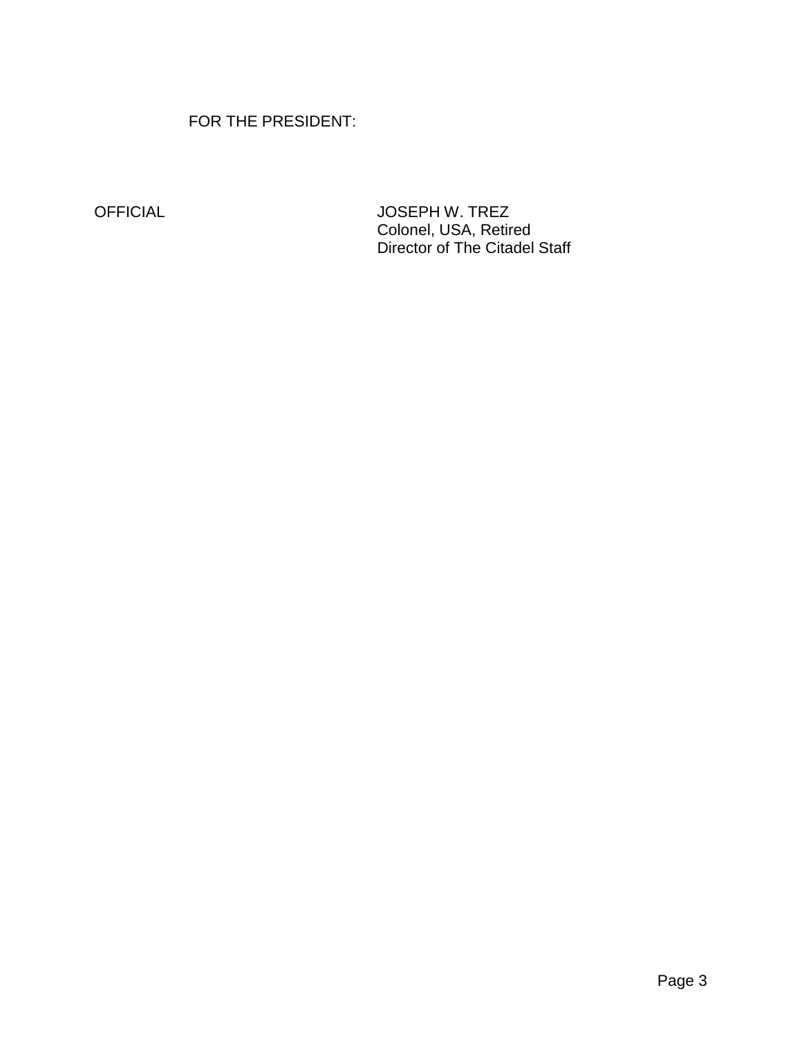FOR THE PRESIDENT:

OFFICIAL

JOSEPH W. TREZ
Colonel, USA, Retired
Director of The Citadel Staff